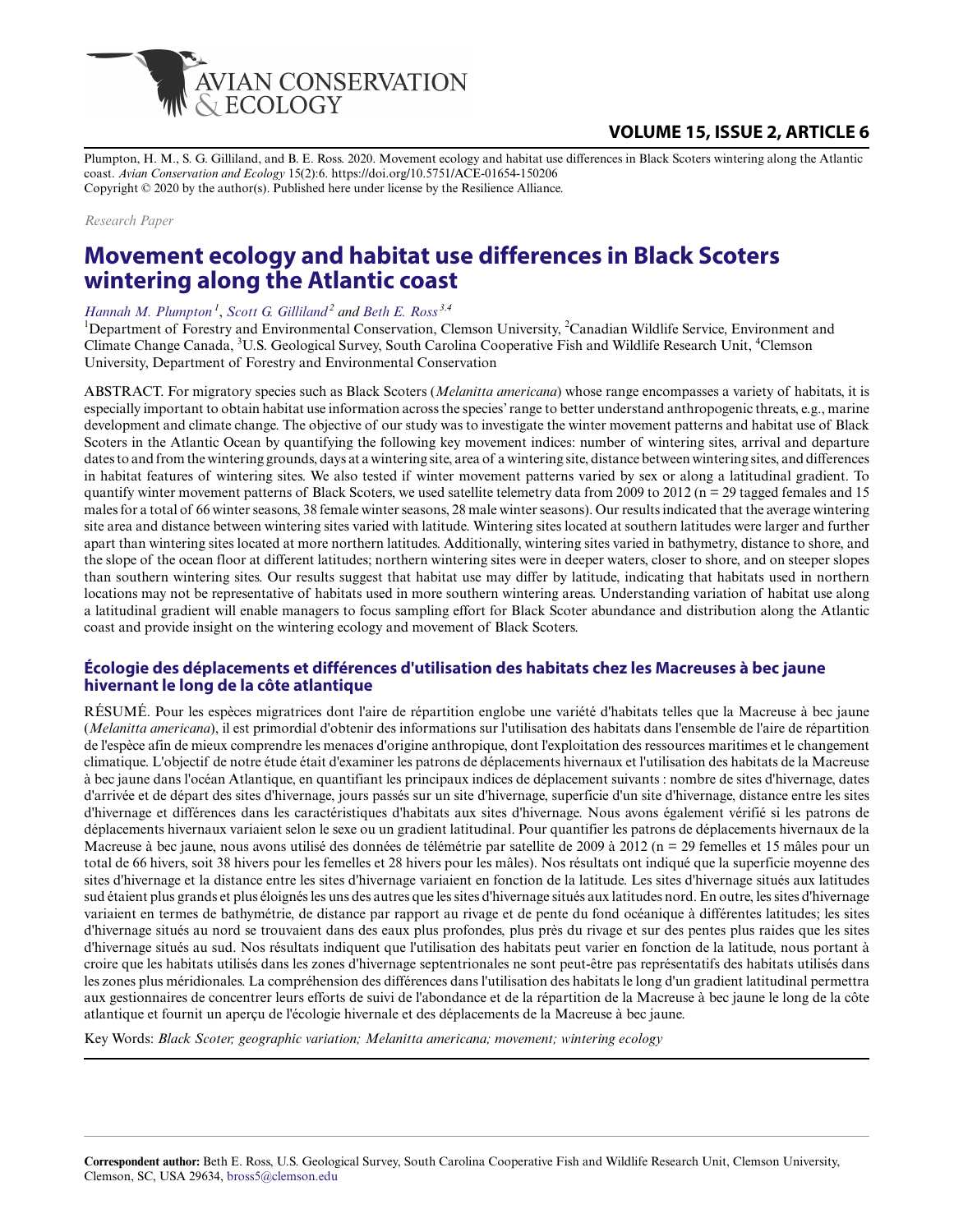Plumpton, H. M., S. G. Gilliland, and B. E. Ross. 2020. Movement ecology and habitat use differences in Black Scoters wintering along the Atlantic coast. *Avian Conservation and Ecology* 15(2):6. https://doi.org/10.5751/ACE-01654-150206
Copyright © 2020 by the author(s). Published here under license by the Resilience Alliance.

*Research Paper*

# Movement ecology and habitat use differences in Black Scoters wintering along the Atlantic coast

*Hannah M. Plumpton*[1], *Scott G. Gilliland*[2] *and Beth E. Ross*[3,4]

[1]Department of Forestry and Environmental Conservation, Clemson University, [2]Canadian Wildlife Service, Environment and Climate Change Canada, [3]U.S. Geological Survey, South Carolina Cooperative Fish and Wildlife Research Unit, [4]Clemson University, Department of Forestry and Environmental Conservation

ABSTRACT. For migratory species such as Black Scoters (*Melanitta americana*) whose range encompasses a variety of habitats, it is especially important to obtain habitat use information across the species' range to better understand anthropogenic threats, e.g., marine development and climate change. The objective of our study was to investigate the winter movement patterns and habitat use of Black Scoters in the Atlantic Ocean by quantifying the following key movement indices: number of wintering sites, arrival and departure dates to and from the wintering grounds, days at a wintering site, area of a wintering site, distance between wintering sites, and differences in habitat features of wintering sites. We also tested if winter movement patterns varied by sex or along a latitudinal gradient. To quantify winter movement patterns of Black Scoters, we used satellite telemetry data from 2009 to 2012 (n = 29 tagged females and 15 males for a total of 66 winter seasons, 38 female winter seasons, 28 male winter seasons). Our results indicated that the average wintering site area and distance between wintering sites varied with latitude. Wintering sites located at southern latitudes were larger and further apart than wintering sites located at more northern latitudes. Additionally, wintering sites varied in bathymetry, distance to shore, and the slope of the ocean floor at different latitudes; northern wintering sites were in deeper waters, closer to shore, and on steeper slopes than southern wintering sites. Our results suggest that habitat use may differ by latitude, indicating that habitats used in northern locations may not be representative of habitats used in more southern wintering areas. Understanding variation of habitat use along a latitudinal gradient will enable managers to focus sampling effort for Black Scoter abundance and distribution along the Atlantic coast and provide insight on the wintering ecology and movement of Black Scoters.

## Écologie des déplacements et différences d'utilisation des habitats chez les Macreuses à bec jaune hivernant le long de la côte atlantique

RÉSUMÉ. Pour les espèces migratrices dont l'aire de répartition englobe une variété d'habitats telles que la Macreuse à bec jaune (*Melanitta americana*), il est primordial d'obtenir des informations sur l'utilisation des habitats dans l'ensemble de l'aire de répartition de l'espèce afin de mieux comprendre les menaces d'origine anthropique, dont l'exploitation des ressources maritimes et le changement climatique. L'objectif de notre étude était d'examiner les patrons de déplacements hivernaux et l'utilisation des habitats de la Macreuse à bec jaune dans l'océan Atlantique, en quantifiant les principaux indices de déplacement suivants : nombre de sites d'hivernage, dates d'arrivée et de départ des sites d'hivernage, jours passés sur un site d'hivernage, superficie d'un site d'hivernage, distance entre les sites d'hivernage et différences dans les caractéristiques d'habitats aux sites d'hivernage. Nous avons également vérifié si les patrons de déplacements hivernaux variaient selon le sexe ou un gradient latitudinal. Pour quantifier les patrons de déplacements hivernaux de la Macreuse à bec jaune, nous avons utilisé des données de télémétrie par satellite de 2009 à 2012 (n = 29 femelles et 15 mâles pour un total de 66 hivers, soit 38 hivers pour les femelles et 28 hivers pour les mâles). Nos résultats ont indiqué que la superficie moyenne des sites d'hivernage et la distance entre les sites d'hivernage variaient en fonction de la latitude. Les sites d'hivernage situés aux latitudes sud étaient plus grands et plus éloignés les uns des autres que les sites d'hivernage situés aux latitudes nord. En outre, les sites d'hivernage variaient en termes de bathymétrie, de distance par rapport au rivage et de pente du fond océanique à différentes latitudes; les sites d'hivernage situés au nord se trouvaient dans des eaux plus profondes, plus près du rivage et sur des pentes plus raides que les sites d'hivernage situés au sud. Nos résultats indiquent que l'utilisation des habitats peut varier en fonction de la latitude, nous portant à croire que les habitats utilisés dans les zones d'hivernage septentrionales ne sont peut-être pas représentatifs des habitats utilisés dans les zones plus méridionales. La compréhension des différences dans l'utilisation des habitats le long d'un gradient latitudinal permettra aux gestionnaires de concentrer leurs efforts de suivi de l'abondance et de la répartition de la Macreuse à bec jaune le long de la côte atlantique et fournit un aperçu de l'écologie hivernale et des déplacements de la Macreuse à bec jaune.

Key Words: *Black Scoter; geographic variation; Melanitta americana; movement; wintering ecology*

**Correspondent author:** Beth E. Ross, U.S. Geological Survey, South Carolina Cooperative Fish and Wildlife Research Unit, Clemson University, Clemson, SC, USA 29634, bross5@clemson.edu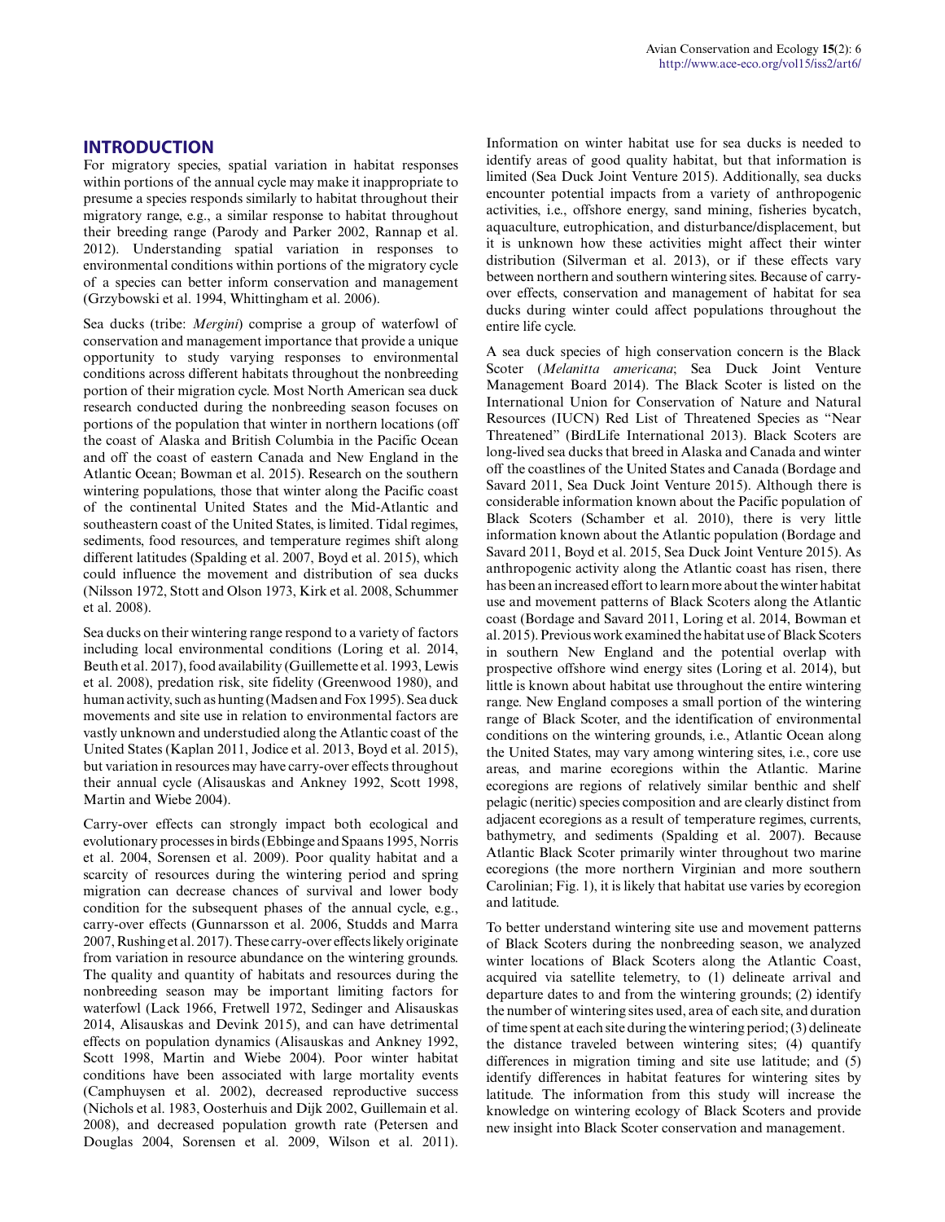## INTRODUCTION

For migratory species, spatial variation in habitat responses within portions of the annual cycle may make it inappropriate to presume a species responds similarly to habitat throughout their migratory range, e.g., a similar response to habitat throughout their breeding range (Parody and Parker 2002, Rannap et al. 2012). Understanding spatial variation in responses to environmental conditions within portions of the migratory cycle of a species can better inform conservation and management (Grzybowski et al. 1994, Whittingham et al. 2006).

Sea ducks (tribe: *Mergini*) comprise a group of waterfowl of conservation and management importance that provide a unique opportunity to study varying responses to environmental conditions across different habitats throughout the nonbreeding portion of their migration cycle. Most North American sea duck research conducted during the nonbreeding season focuses on portions of the population that winter in northern locations (off the coast of Alaska and British Columbia in the Pacific Ocean and off the coast of eastern Canada and New England in the Atlantic Ocean; Bowman et al. 2015). Research on the southern wintering populations, those that winter along the Pacific coast of the continental United States and the Mid-Atlantic and southeastern coast of the United States, is limited. Tidal regimes, sediments, food resources, and temperature regimes shift along different latitudes (Spalding et al. 2007, Boyd et al. 2015), which could influence the movement and distribution of sea ducks (Nilsson 1972, Stott and Olson 1973, Kirk et al. 2008, Schummer et al. 2008).

Sea ducks on their wintering range respond to a variety of factors including local environmental conditions (Loring et al. 2014, Beuth et al. 2017), food availability (Guillemette et al. 1993, Lewis et al. 2008), predation risk, site fidelity (Greenwood 1980), and human activity, such as hunting (Madsen and Fox 1995). Sea duck movements and site use in relation to environmental factors are vastly unknown and understudied along the Atlantic coast of the United States (Kaplan 2011, Jodice et al. 2013, Boyd et al. 2015), but variation in resources may have carry-over effects throughout their annual cycle (Alisauskas and Ankney 1992, Scott 1998, Martin and Wiebe 2004).

Carry-over effects can strongly impact both ecological and evolutionary processes in birds (Ebbinge and Spaans 1995, Norris et al. 2004, Sorensen et al. 2009). Poor quality habitat and a scarcity of resources during the wintering period and spring migration can decrease chances of survival and lower body condition for the subsequent phases of the annual cycle, e.g., carry-over effects (Gunnarsson et al. 2006, Studds and Marra 2007, Rushing et al. 2017). These carry-over effects likely originate from variation in resource abundance on the wintering grounds. The quality and quantity of habitats and resources during the nonbreeding season may be important limiting factors for waterfowl (Lack 1966, Fretwell 1972, Sedinger and Alisauskas 2014, Alisauskas and Devink 2015), and can have detrimental effects on population dynamics (Alisauskas and Ankney 1992, Scott 1998, Martin and Wiebe 2004). Poor winter habitat conditions have been associated with large mortality events (Camphuysen et al. 2002), decreased reproductive success (Nichols et al. 1983, Oosterhuis and Dijk 2002, Guillemain et al. 2008), and decreased population growth rate (Petersen and Douglas 2004, Sorensen et al. 2009, Wilson et al. 2011). Information on winter habitat use for sea ducks is needed to identify areas of good quality habitat, but that information is limited (Sea Duck Joint Venture 2015). Additionally, sea ducks encounter potential impacts from a variety of anthropogenic activities, i.e., offshore energy, sand mining, fisheries bycatch, aquaculture, eutrophication, and disturbance/displacement, but it is unknown how these activities might affect their winter distribution (Silverman et al. 2013), or if these effects vary between northern and southern wintering sites. Because of carry-over effects, conservation and management of habitat for sea ducks during winter could affect populations throughout the entire life cycle.

A sea duck species of high conservation concern is the Black Scoter (*Melanitta americana*; Sea Duck Joint Venture Management Board 2014). The Black Scoter is listed on the International Union for Conservation of Nature and Natural Resources (IUCN) Red List of Threatened Species as "Near Threatened" (BirdLife International 2013). Black Scoters are long-lived sea ducks that breed in Alaska and Canada and winter off the coastlines of the United States and Canada (Bordage and Savard 2011, Sea Duck Joint Venture 2015). Although there is considerable information known about the Pacific population of Black Scoters (Schamber et al. 2010), there is very little information known about the Atlantic population (Bordage and Savard 2011, Boyd et al. 2015, Sea Duck Joint Venture 2015). As anthropogenic activity along the Atlantic coast has risen, there has been an increased effort to learn more about the winter habitat use and movement patterns of Black Scoters along the Atlantic coast (Bordage and Savard 2011, Loring et al. 2014, Bowman et al. 2015). Previous work examined the habitat use of Black Scoters in southern New England and the potential overlap with prospective offshore wind energy sites (Loring et al. 2014), but little is known about habitat use throughout the entire wintering range. New England composes a small portion of the wintering range of Black Scoter, and the identification of environmental conditions on the wintering grounds, i.e., Atlantic Ocean along the United States, may vary among wintering sites, i.e., core use areas, and marine ecoregions within the Atlantic. Marine ecoregions are regions of relatively similar benthic and shelf pelagic (neritic) species composition and are clearly distinct from adjacent ecoregions as a result of temperature regimes, currents, bathymetry, and sediments (Spalding et al. 2007). Because Atlantic Black Scoter primarily winter throughout two marine ecoregions (the more northern Virginian and more southern Carolinian; Fig. 1), it is likely that habitat use varies by ecoregion and latitude.

To better understand wintering site use and movement patterns of Black Scoters during the nonbreeding season, we analyzed winter locations of Black Scoters along the Atlantic Coast, acquired via satellite telemetry, to (1) delineate arrival and departure dates to and from the wintering grounds; (2) identify the number of wintering sites used, area of each site, and duration of time spent at each site during the wintering period; (3) delineate the distance traveled between wintering sites; (4) quantify differences in migration timing and site use latitude; and (5) identify differences in habitat features for wintering sites by latitude. The information from this study will increase the knowledge on wintering ecology of Black Scoters and provide new insight into Black Scoter conservation and management.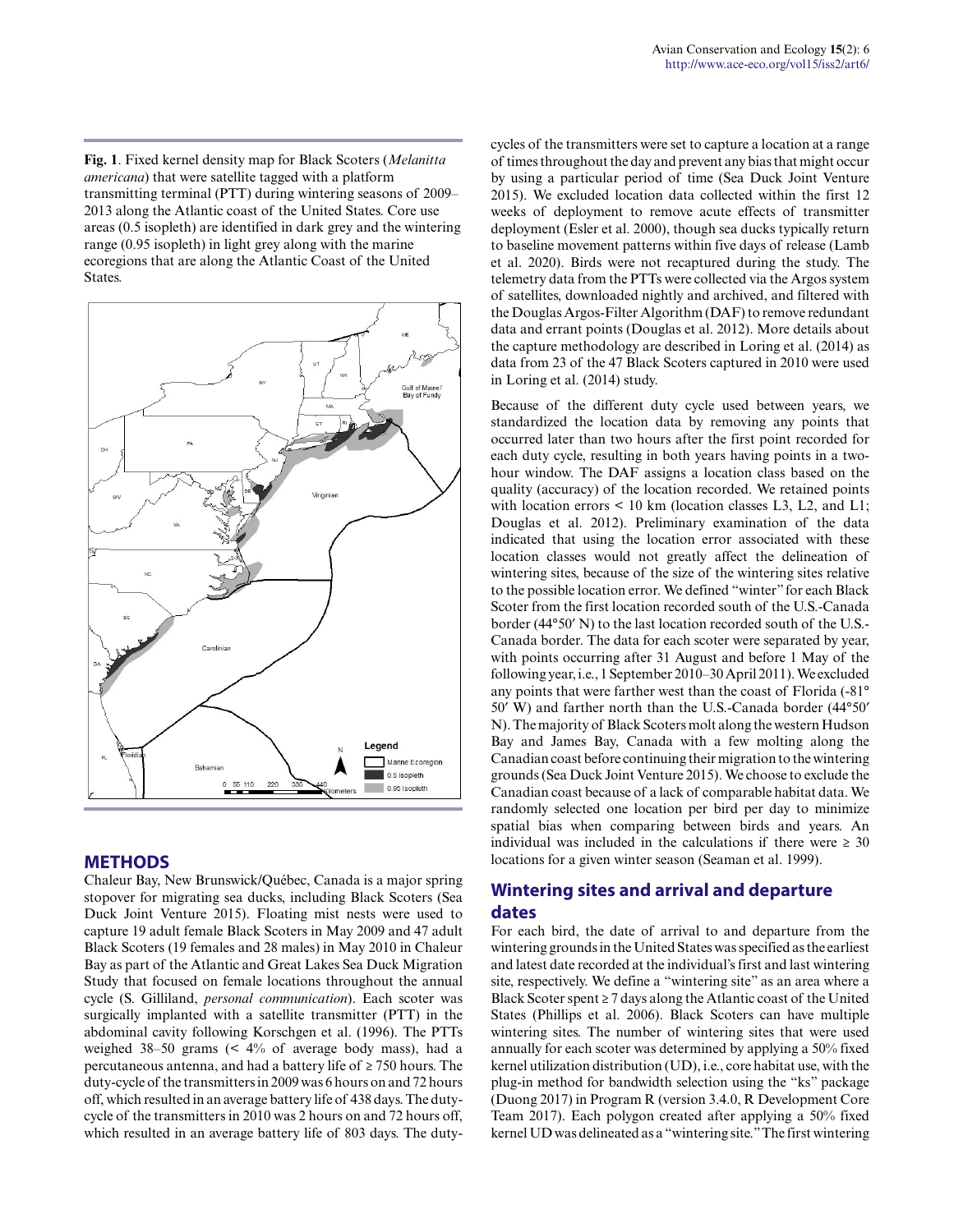**Fig. 1**. Fixed kernel density map for Black Scoters (*Melanitta americana*) that were satellite tagged with a platform transmitting terminal (PTT) during wintering seasons of 2009–2013 along the Atlantic coast of the United States. Core use areas (0.5 isopleth) are identified in dark grey and the wintering range (0.95 isopleth) in light grey along with the marine ecoregions that are along the Atlantic Coast of the United States.

## METHODS

Chaleur Bay, New Brunswick/Québec, Canada is a major spring stopover for migrating sea ducks, including Black Scoters (Sea Duck Joint Venture 2015). Floating mist nests were used to capture 19 adult female Black Scoters in May 2009 and 47 adult Black Scoters (19 females and 28 males) in May 2010 in Chaleur Bay as part of the Atlantic and Great Lakes Sea Duck Migration Study that focused on female locations throughout the annual cycle (S. Gilliland, *personal communication*). Each scoter was surgically implanted with a satellite transmitter (PTT) in the abdominal cavity following Korschgen et al. (1996). The PTTs weighed 38–50 grams (< 4% of average body mass), had a percutaneous antenna, and had a battery life of ≥ 750 hours. The duty-cycle of the transmitters in 2009 was 6 hours on and 72 hours off, which resulted in an average battery life of 438 days. The duty-cycle of the transmitters in 2010 was 2 hours on and 72 hours off, which resulted in an average battery life of 803 days. The duty-cycles of the transmitters were set to capture a location at a range of times throughout the day and prevent any bias that might occur by using a particular period of time (Sea Duck Joint Venture 2015). We excluded location data collected within the first 12 weeks of deployment to remove acute effects of transmitter deployment (Esler et al. 2000), though sea ducks typically return to baseline movement patterns within five days of release (Lamb et al. 2020). Birds were not recaptured during the study. The telemetry data from the PTTs were collected via the Argos system of satellites, downloaded nightly and archived, and filtered with the Douglas Argos-Filter Algorithm (DAF) to remove redundant data and errant points (Douglas et al. 2012). More details about the capture methodology are described in Loring et al. (2014) as data from 23 of the 47 Black Scoters captured in 2010 were used in Loring et al. (2014) study.

Because of the different duty cycle used between years, we standardized the location data by removing any points that occurred later than two hours after the first point recorded for each duty cycle, resulting in both years having points in a two-hour window. The DAF assigns a location class based on the quality (accuracy) of the location recorded. We retained points with location errors < 10 km (location classes L3, L2, and L1; Douglas et al. 2012). Preliminary examination of the data indicated that using the location error associated with these location classes would not greatly affect the delineation of wintering sites, because of the size of the wintering sites relative to the possible location error. We defined "winter" for each Black Scoter from the first location recorded south of the U.S.-Canada border (44°50′ N) to the last location recorded south of the U.S.-Canada border. The data for each scoter were separated by year, with points occurring after 31 August and before 1 May of the following year, i.e., 1 September 2010–30 April 2011). We excluded any points that were farther west than the coast of Florida (-81° 50′ W) and farther north than the U.S.-Canada border (44°50′ N). The majority of Black Scoters molt along the western Hudson Bay and James Bay, Canada with a few molting along the Canadian coast before continuing their migration to the wintering grounds (Sea Duck Joint Venture 2015). We choose to exclude the Canadian coast because of a lack of comparable habitat data. We randomly selected one location per bird per day to minimize spatial bias when comparing between birds and years. An individual was included in the calculations if there were ≥ 30 locations for a given winter season (Seaman et al. 1999).

### Wintering sites and arrival and departure dates

For each bird, the date of arrival to and departure from the wintering grounds in the United States was specified as the earliest and latest date recorded at the individual's first and last wintering site, respectively. We define a "wintering site" as an area where a Black Scoter spent ≥ 7 days along the Atlantic coast of the United States (Phillips et al. 2006). Black Scoters can have multiple wintering sites. The number of wintering sites that were used annually for each scoter was determined by applying a 50% fixed kernel utilization distribution (UD), i.e., core habitat use, with the plug-in method for bandwidth selection using the "ks" package (Duong 2017) in Program R (version 3.4.0, R Development Core Team 2017). Each polygon created after applying a 50% fixed kernel UD was delineated as a "wintering site." The first wintering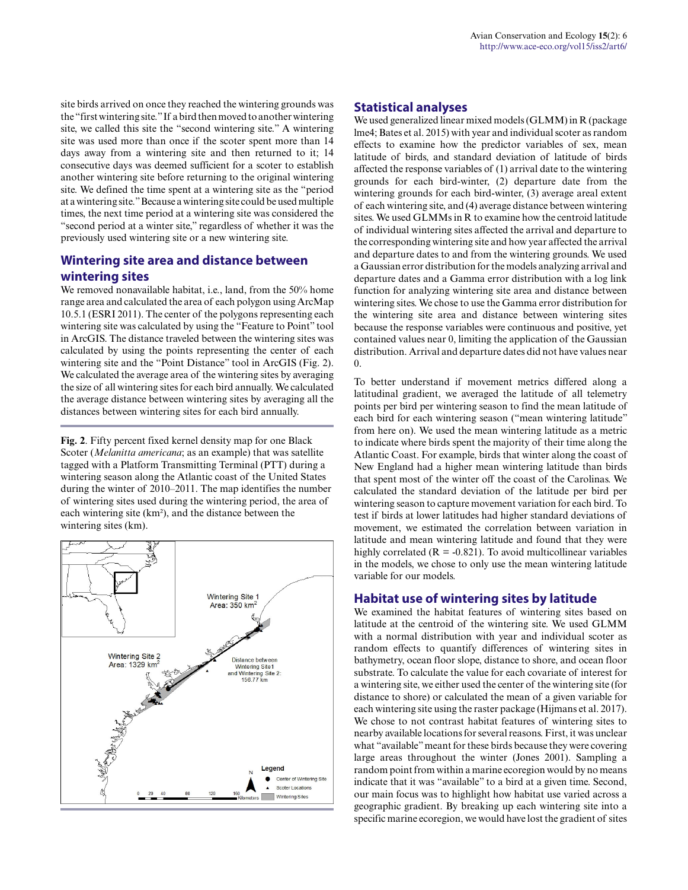site birds arrived on once they reached the wintering grounds was the "first wintering site." If a bird then moved to another wintering site, we called this site the "second wintering site." A wintering site was used more than once if the scoter spent more than 14 days away from a wintering site and then returned to it; 14 consecutive days was deemed sufficient for a scoter to establish another wintering site before returning to the original wintering site. We defined the time spent at a wintering site as the "period at a wintering site." Because a wintering site could be used multiple times, the next time period at a wintering site was considered the "second period at a winter site," regardless of whether it was the previously used wintering site or a new wintering site.

## Wintering site area and distance between wintering sites

We removed nonavailable habitat, i.e., land, from the 50% home range area and calculated the area of each polygon using ArcMap 10.5.1 (ESRI 2011). The center of the polygons representing each wintering site was calculated by using the "Feature to Point" tool in ArcGIS. The distance traveled between the wintering sites was calculated by using the points representing the center of each wintering site and the "Point Distance" tool in ArcGIS (Fig. 2). We calculated the average area of the wintering sites by averaging the size of all wintering sites for each bird annually. We calculated the average distance between wintering sites by averaging all the distances between wintering sites for each bird annually.

**Fig. 2**. Fifty percent fixed kernel density map for one Black Scoter (*Melanitta americana*; as an example) that was satellite tagged with a Platform Transmitting Terminal (PTT) during a wintering season along the Atlantic coast of the United States during the winter of 2010–2011. The map identifies the number of wintering sites used during the wintering period, the area of each wintering site (km²), and the distance between the wintering sites (km).

## Statistical analyses

We used generalized linear mixed models (GLMM) in R (package lme4; Bates et al. 2015) with year and individual scoter as random effects to examine how the predictor variables of sex, mean latitude of birds, and standard deviation of latitude of birds affected the response variables of (1) arrival date to the wintering grounds for each bird-winter, (2) departure date from the wintering grounds for each bird-winter, (3) average areal extent of each wintering site, and (4) average distance between wintering sites. We used GLMMs in R to examine how the centroid latitude of individual wintering sites affected the arrival and departure to the corresponding wintering site and how year affected the arrival and departure dates to and from the wintering grounds. We used a Gaussian error distribution for the models analyzing arrival and departure dates and a Gamma error distribution with a log link function for analyzing wintering site area and distance between wintering sites. We chose to use the Gamma error distribution for the wintering site area and distance between wintering sites because the response variables were continuous and positive, yet contained values near 0, limiting the application of the Gaussian distribution. Arrival and departure dates did not have values near 0.

To better understand if movement metrics differed along a latitudinal gradient, we averaged the latitude of all telemetry points per bird per wintering season to find the mean latitude of each bird for each wintering season ("mean wintering latitude" from here on). We used the mean wintering latitude as a metric to indicate where birds spent the majority of their time along the Atlantic Coast. For example, birds that winter along the coast of New England had a higher mean wintering latitude than birds that spent most of the winter off the coast of the Carolinas. We calculated the standard deviation of the latitude per bird per wintering season to capture movement variation for each bird. To test if birds at lower latitudes had higher standard deviations of movement, we estimated the correlation between variation in latitude and mean wintering latitude and found that they were highly correlated ($R = -0.821$). To avoid multicollinear variables in the models, we chose to only use the mean wintering latitude variable for our models.

## Habitat use of wintering sites by latitude

We examined the habitat features of wintering sites based on latitude at the centroid of the wintering site. We used GLMM with a normal distribution with year and individual scoter as random effects to quantify differences of wintering sites in bathymetry, ocean floor slope, distance to shore, and ocean floor substrate. To calculate the value for each covariate of interest for a wintering site, we either used the center of the wintering site (for distance to shore) or calculated the mean of a given variable for each wintering site using the raster package (Hijmans et al. 2017). We chose to not contrast habitat features of wintering sites to nearby available locations for several reasons. First, it was unclear what "available" meant for these birds because they were covering large areas throughout the winter (Jones 2001). Sampling a random point from within a marine ecoregion would by no means indicate that it was "available" to a bird at a given time. Second, our main focus was to highlight how habitat use varied across a geographic gradient. By breaking up each wintering site into a specific marine ecoregion, we would have lost the gradient of sites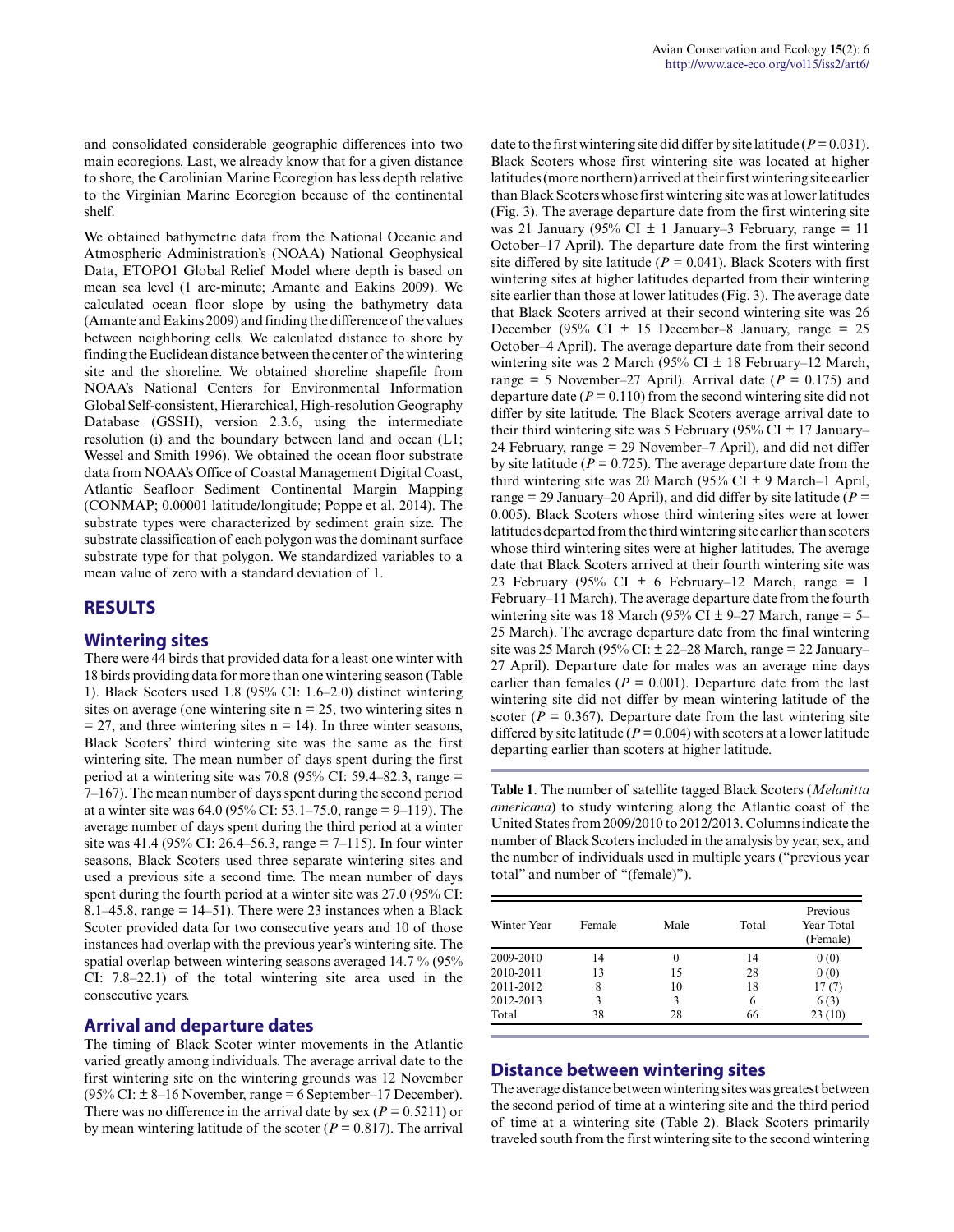and consolidated considerable geographic differences into two main ecoregions. Last, we already know that for a given distance to shore, the Carolinian Marine Ecoregion has less depth relative to the Virginian Marine Ecoregion because of the continental shelf.

We obtained bathymetric data from the National Oceanic and Atmospheric Administration's (NOAA) National Geophysical Data, ETOPO1 Global Relief Model where depth is based on mean sea level (1 arc-minute; Amante and Eakins 2009). We calculated ocean floor slope by using the bathymetry data (Amante and Eakins 2009) and finding the difference of the values between neighboring cells. We calculated distance to shore by finding the Euclidean distance between the center of the wintering site and the shoreline. We obtained shoreline shapefile from NOAA's National Centers for Environmental Information Global Self-consistent, Hierarchical, High-resolution Geography Database (GSSH), version 2.3.6, using the intermediate resolution (i) and the boundary between land and ocean (L1; Wessel and Smith 1996). We obtained the ocean floor substrate data from NOAA's Office of Coastal Management Digital Coast, Atlantic Seafloor Sediment Continental Margin Mapping (CONMAP; 0.00001 latitude/longitude; Poppe et al. 2014). The substrate types were characterized by sediment grain size. The substrate classification of each polygon was the dominant surface substrate type for that polygon. We standardized variables to a mean value of zero with a standard deviation of 1.

## RESULTS

### Wintering sites

There were 44 birds that provided data for a least one winter with 18 birds providing data for more than one wintering season (Table 1). Black Scoters used 1.8 (95% CI: 1.6–2.0) distinct wintering sites on average (one wintering site n = 25, two wintering sites n = 27, and three wintering sites n = 14). In three winter seasons, Black Scoters' third wintering site was the same as the first wintering site. The mean number of days spent during the first period at a wintering site was 70.8 (95% CI: 59.4–82.3, range = 7–167). The mean number of days spent during the second period at a winter site was 64.0 (95% CI: 53.1–75.0, range = 9–119). The average number of days spent during the third period at a winter site was 41.4 (95% CI: 26.4–56.3, range = 7–115). In four winter seasons, Black Scoters used three separate wintering sites and used a previous site a second time. The mean number of days spent during the fourth period at a winter site was 27.0 (95% CI: 8.1–45.8, range = 14–51). There were 23 instances when a Black Scoter provided data for two consecutive years and 10 of those instances had overlap with the previous year's wintering site. The spatial overlap between wintering seasons averaged 14.7 % (95% CI: 7.8–22.1) of the total wintering site area used in the consecutive years.

### Arrival and departure dates

The timing of Black Scoter winter movements in the Atlantic varied greatly among individuals. The average arrival date to the first wintering site on the wintering grounds was 12 November (95% CI: ± 8–16 November, range = 6 September–17 December). There was no difference in the arrival date by sex ($P = 0.5211$) or by mean wintering latitude of the scoter ($P = 0.817$). The arrival date to the first wintering site did differ by site latitude ($P = 0.031$). Black Scoters whose first wintering site was located at higher latitudes (more northern) arrived at their first wintering site earlier than Black Scoters whose first wintering site was at lower latitudes (Fig. 3). The average departure date from the first wintering site was 21 January (95% CI ± 1 January–3 February, range = 11 October–17 April). The departure date from the first wintering site differed by site latitude ($P = 0.041$). Black Scoters with first wintering sites at higher latitudes departed from their wintering site earlier than those at lower latitudes (Fig. 3). The average date that Black Scoters arrived at their second wintering site was 26 December (95% CI ± 15 December–8 January, range = 25 October–4 April). The average departure date from their second wintering site was 2 March (95% CI ± 18 February–12 March, range = 5 November–27 April). Arrival date ($P = 0.175$) and departure date ($P = 0.110$) from the second wintering site did not differ by site latitude. The Black Scoters average arrival date to their third wintering site was 5 February (95% CI ± 17 January–24 February, range = 29 November–7 April), and did not differ by site latitude ($P = 0.725$). The average departure date from the third wintering site was 20 March (95% CI ± 9 March–1 April, range = 29 January–20 April), and did differ by site latitude ($P = 0.005$). Black Scoters whose third wintering sites were at lower latitudes departed from the third wintering site earlier than scoters whose third wintering sites were at higher latitudes. The average date that Black Scoters arrived at their fourth wintering site was 23 February (95% CI ± 6 February–12 March, range = 1 February–11 March). The average departure date from the fourth wintering site was 18 March (95% CI ± 9–27 March, range = 5–25 March). The average departure date from the final wintering site was 25 March (95% CI: ± 22–28 March, range = 22 January–27 April). Departure date for males was an average nine days earlier than females ($P = 0.001$). Departure date from the last wintering site did not differ by mean wintering latitude of the scoter ($P = 0.367$). Departure date from the last wintering site differed by site latitude ($P = 0.004$) with scoters at a lower latitude departing earlier than scoters at higher latitude.

**Table 1**. The number of satellite tagged Black Scoters (*Melanitta americana*) to study wintering along the Atlantic coast of the United States from 2009/2010 to 2012/2013. Columns indicate the number of Black Scoters included in the analysis by year, sex, and the number of individuals used in multiple years ("previous year total" and number of "(female)").

| Winter Year | Female | Male | Total | Previous Year Total (Female) |
|---|---|---|---|---|
| 2009-2010 | 14 | 0 | 14 | 0 (0) |
| 2010-2011 | 13 | 15 | 28 | 0 (0) |
| 2011-2012 | 8 | 10 | 18 | 17 (7) |
| 2012-2013 | 3 | 3 | 6 | 6 (3) |
| Total | 38 | 28 | 66 | 23 (10) |

### Distance between wintering sites

The average distance between wintering sites was greatest between the second period of time at a wintering site and the third period of time at a wintering site (Table 2). Black Scoters primarily traveled south from the first wintering site to the second wintering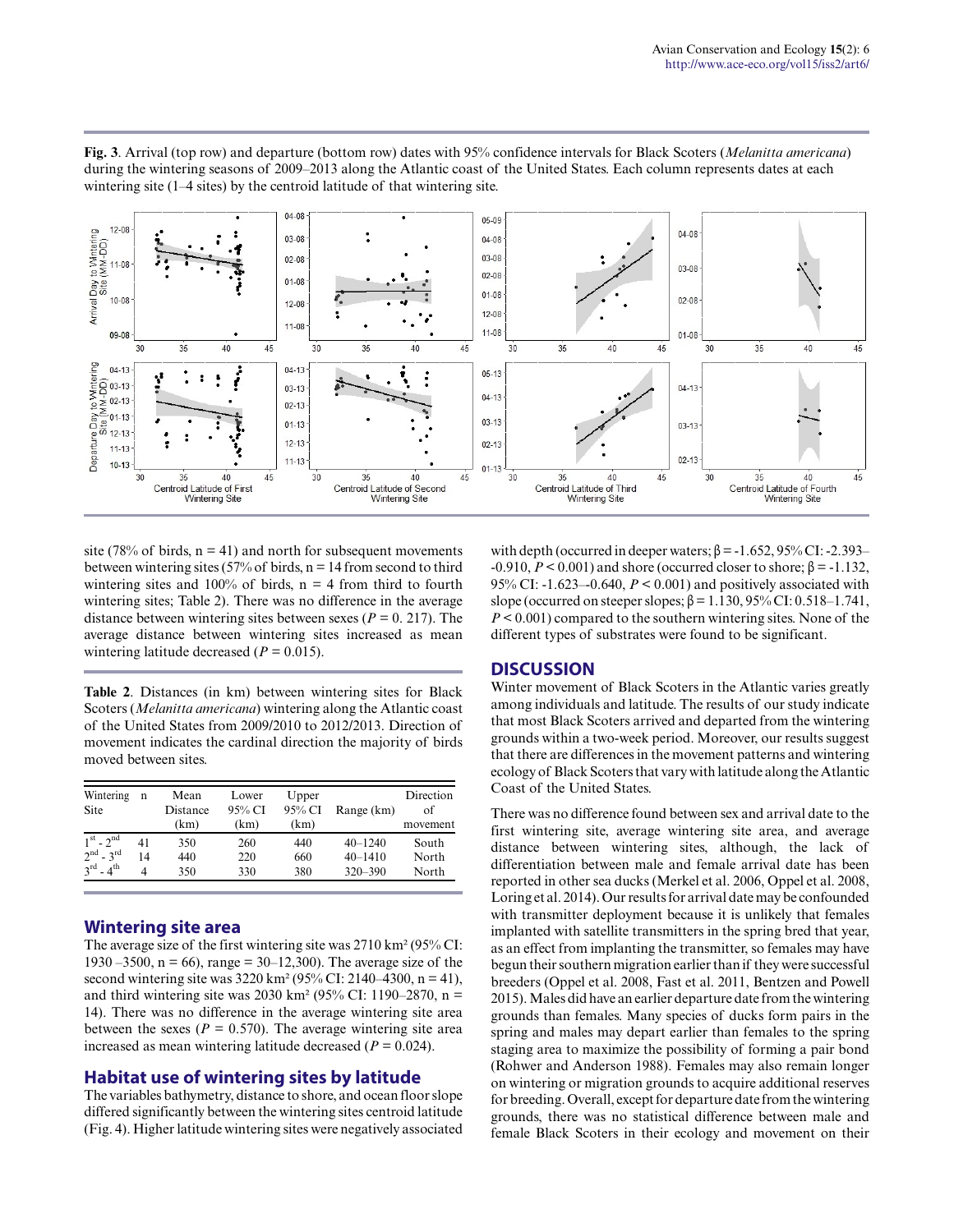**Fig. 3**. Arrival (top row) and departure (bottom row) dates with 95% confidence intervals for Black Scoters (*Melanitta americana*) during the wintering seasons of 2009–2013 along the Atlantic coast of the United States. Each column represents dates at each wintering site (1–4 sites) by the centroid latitude of that wintering site.

site (78% of birds, n = 41) and north for subsequent movements between wintering sites (57% of birds, n = 14 from second to third wintering sites and 100% of birds, n = 4 from third to fourth wintering sites; Table 2). There was no difference in the average distance between wintering sites between sexes ($P = 0.217$). The average distance between wintering sites increased as mean wintering latitude decreased ($P = 0.015$).

**Table 2**. Distances (in km) between wintering sites for Black Scoters (*Melanitta americana*) wintering along the Atlantic coast of the United States from 2009/2010 to 2012/2013. Direction of movement indicates the cardinal direction the majority of birds moved between sites.

| Wintering Site | n | Mean Distance (km) | Lower 95% CI (km) | Upper 95% CI (km) | Range (km) | Direction of movement |
|---|---|---|---|---|---|---|
| 1st - 2nd | 41 | 350 | 260 | 440 | 40–1240 | South |
| 2nd - 3rd | 14 | 440 | 220 | 660 | 40–1410 | North |
| 3rd - 4th | 4 | 350 | 330 | 380 | 320–390 | North |

## Wintering site area

The average size of the first wintering site was 2710 km² (95% CI: 1930 –3500, n = 66), range = 30–12,300). The average size of the second wintering site was 3220 km² (95% CI: 2140–4300, n = 41), and third wintering site was 2030 km² (95% CI: 1190–2870, n = 14). There was no difference in the average wintering site area between the sexes ($P = 0.570$). The average wintering site area increased as mean wintering latitude decreased ($P = 0.024$).

## Habitat use of wintering sites by latitude

The variables bathymetry, distance to shore, and ocean floor slope differed significantly between the wintering sites centroid latitude (Fig. 4). Higher latitude wintering sites were negatively associated with depth (occurred in deeper waters; $\beta = -1.652$, 95% CI: -2.393–-0.910, $P < 0.001$) and shore (occurred closer to shore; $\beta = -1.132$, 95% CI: -1.623–-0.640, $P < 0.001$) and positively associated with slope (occurred on steeper slopes; $\beta = 1.130$, 95% CI: 0.518–1.741, $P < 0.001$) compared to the southern wintering sites. None of the different types of substrates were found to be significant.

# DISCUSSION

Winter movement of Black Scoters in the Atlantic varies greatly among individuals and latitude. The results of our study indicate that most Black Scoters arrived and departed from the wintering grounds within a two-week period. Moreover, our results suggest that there are differences in the movement patterns and wintering ecology of Black Scoters that vary with latitude along the Atlantic Coast of the United States.

There was no difference found between sex and arrival date to the first wintering site, average wintering site area, and average distance between wintering sites, although, the lack of differentiation between male and female arrival date has been reported in other sea ducks (Merkel et al. 2006, Oppel et al. 2008, Loring et al. 2014). Our results for arrival date may be confounded with transmitter deployment because it is unlikely that females implanted with satellite transmitters in the spring bred that year, as an effect from implanting the transmitter, so females may have begun their southern migration earlier than if they were successful breeders (Oppel et al. 2008, Fast et al. 2011, Bentzen and Powell 2015). Males did have an earlier departure date from the wintering grounds than females. Many species of ducks form pairs in the spring and males may depart earlier than females to the spring staging area to maximize the possibility of forming a pair bond (Rohwer and Anderson 1988). Females may also remain longer on wintering or migration grounds to acquire additional reserves for breeding. Overall, except for departure date from the wintering grounds, there was no statistical difference between male and female Black Scoters in their ecology and movement on their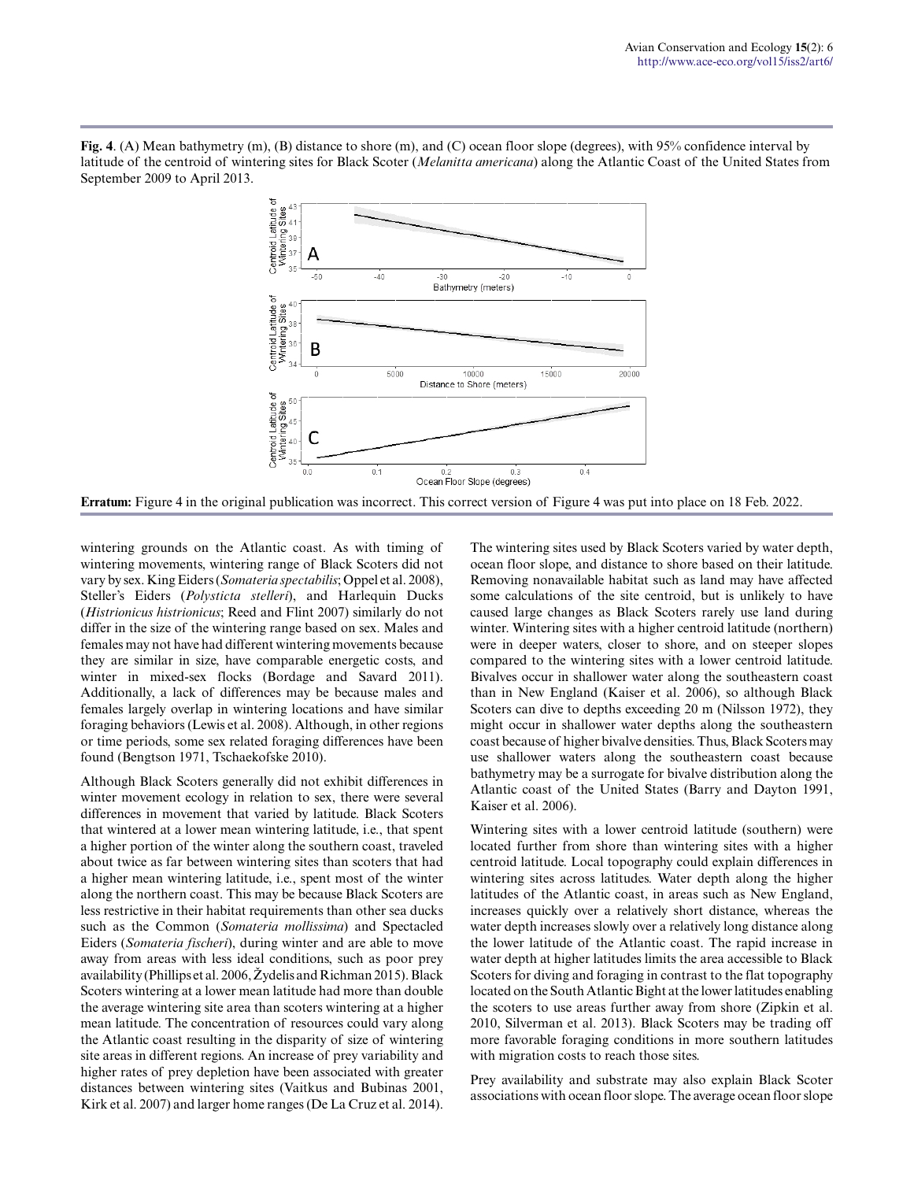**Fig. 4**. (A) Mean bathymetry (m), (B) distance to shore (m), and (C) ocean floor slope (degrees), with 95% confidence interval by latitude of the centroid of wintering sites for Black Scoter (*Melanitta americana*) along the Atlantic Coast of the United States from September 2009 to April 2013.

**Erratum:** Figure 4 in the original publication was incorrect. This correct version of Figure 4 was put into place on 18 Feb. 2022.

wintering grounds on the Atlantic coast. As with timing of wintering movements, wintering range of Black Scoters did not vary by sex. King Eiders (*Somateria spectabilis*; Oppel et al. 2008), Steller's Eiders (*Polysticta stelleri*), and Harlequin Ducks (*Histrionicus histrionicus*; Reed and Flint 2007) similarly do not differ in the size of the wintering range based on sex. Males and females may not have had different wintering movements because they are similar in size, have comparable energetic costs, and winter in mixed-sex flocks (Bordage and Savard 2011). Additionally, a lack of differences may be because males and females largely overlap in wintering locations and have similar foraging behaviors (Lewis et al. 2008). Although, in other regions or time periods, some sex related foraging differences have been found (Bengtson 1971, Tschaekofske 2010).

Although Black Scoters generally did not exhibit differences in winter movement ecology in relation to sex, there were several differences in movement that varied by latitude. Black Scoters that wintered at a lower mean wintering latitude, i.e., that spent a higher portion of the winter along the southern coast, traveled about twice as far between wintering sites than scoters that had a higher mean wintering latitude, i.e., spent most of the winter along the northern coast. This may be because Black Scoters are less restrictive in their habitat requirements than other sea ducks such as the Common (*Somateria mollissima*) and Spectacled Eiders (*Somateria fischeri*), during winter and are able to move away from areas with less ideal conditions, such as poor prey availability (Phillips et al. 2006, Žydelis and Richman 2015). Black Scoters wintering at a lower mean latitude had more than double the average wintering site area than scoters wintering at a higher mean latitude. The concentration of resources could vary along the Atlantic coast resulting in the disparity of size of wintering site areas in different regions. An increase of prey variability and higher rates of prey depletion have been associated with greater distances between wintering sites (Vaitkus and Bubinas 2001, Kirk et al. 2007) and larger home ranges (De La Cruz et al. 2014).

The wintering sites used by Black Scoters varied by water depth, ocean floor slope, and distance to shore based on their latitude. Removing nonavailable habitat such as land may have affected some calculations of the site centroid, but is unlikely to have caused large changes as Black Scoters rarely use land during winter. Wintering sites with a higher centroid latitude (northern) were in deeper waters, closer to shore, and on steeper slopes compared to the wintering sites with a lower centroid latitude. Bivalves occur in shallower water along the southeastern coast than in New England (Kaiser et al. 2006), so although Black Scoters can dive to depths exceeding 20 m (Nilsson 1972), they might occur in shallower water depths along the southeastern coast because of higher bivalve densities. Thus, Black Scoters may use shallower waters along the southeastern coast because bathymetry may be a surrogate for bivalve distribution along the Atlantic coast of the United States (Barry and Dayton 1991, Kaiser et al. 2006).

Wintering sites with a lower centroid latitude (southern) were located further from shore than wintering sites with a higher centroid latitude. Local topography could explain differences in wintering sites across latitudes. Water depth along the higher latitudes of the Atlantic coast, in areas such as New England, increases quickly over a relatively short distance, whereas the water depth increases slowly over a relatively long distance along the lower latitude of the Atlantic coast. The rapid increase in water depth at higher latitudes limits the area accessible to Black Scoters for diving and foraging in contrast to the flat topography located on the South Atlantic Bight at the lower latitudes enabling the scoters to use areas further away from shore (Zipkin et al. 2010, Silverman et al. 2013). Black Scoters may be trading off more favorable foraging conditions in more southern latitudes with migration costs to reach those sites.

Prey availability and substrate may also explain Black Scoter associations with ocean floor slope. The average ocean floor slope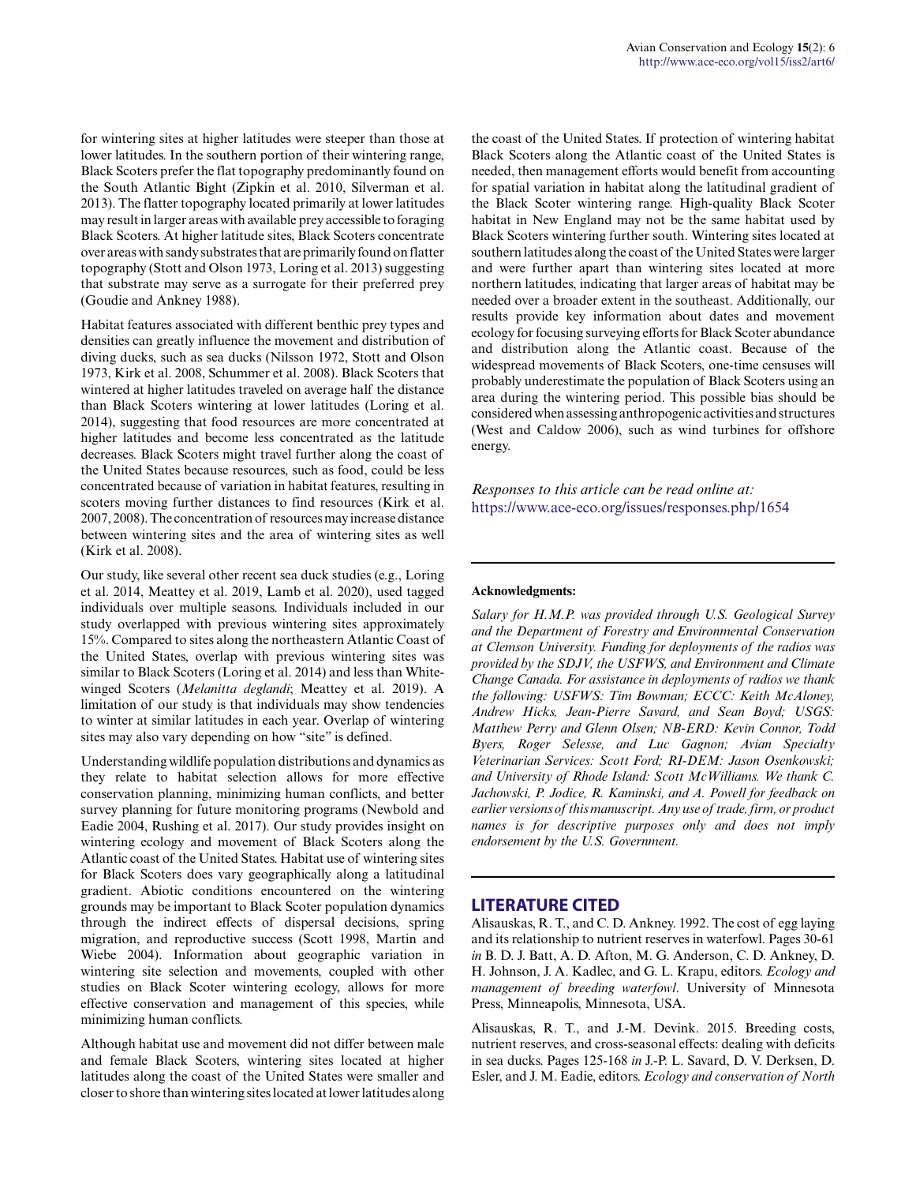for wintering sites at higher latitudes were steeper than those at lower latitudes. In the southern portion of their wintering range, Black Scoters prefer the flat topography predominantly found on the South Atlantic Bight (Zipkin et al. 2010, Silverman et al. 2013). The flatter topography located primarily at lower latitudes may result in larger areas with available prey accessible to foraging Black Scoters. At higher latitude sites, Black Scoters concentrate over areas with sandy substrates that are primarily found on flatter topography (Stott and Olson 1973, Loring et al. 2013) suggesting that substrate may serve as a surrogate for their preferred prey (Goudie and Ankney 1988).

Habitat features associated with different benthic prey types and densities can greatly influence the movement and distribution of diving ducks, such as sea ducks (Nilsson 1972, Stott and Olson 1973, Kirk et al. 2008, Schummer et al. 2008). Black Scoters that wintered at higher latitudes traveled on average half the distance than Black Scoters wintering at lower latitudes (Loring et al. 2014), suggesting that food resources are more concentrated at higher latitudes and become less concentrated as the latitude decreases. Black Scoters might travel further along the coast of the United States because resources, such as food, could be less concentrated because of variation in habitat features, resulting in scoters moving further distances to find resources (Kirk et al. 2007, 2008). The concentration of resources may increase distance between wintering sites and the area of wintering sites as well (Kirk et al. 2008).

Our study, like several other recent sea duck studies (e.g., Loring et al. 2014, Meattey et al. 2019, Lamb et al. 2020), used tagged individuals over multiple seasons. Individuals included in our study overlapped with previous wintering sites approximately 15%. Compared to sites along the northeastern Atlantic Coast of the United States, overlap with previous wintering sites was similar to Black Scoters (Loring et al. 2014) and less than White-winged Scoters (*Melanitta deglandi*; Meattey et al. 2019). A limitation of our study is that individuals may show tendencies to winter at similar latitudes in each year. Overlap of wintering sites may also vary depending on how "site" is defined.

Understanding wildlife population distributions and dynamics as they relate to habitat selection allows for more effective conservation planning, minimizing human conflicts, and better survey planning for future monitoring programs (Newbold and Eadie 2004, Rushing et al. 2017). Our study provides insight on wintering ecology and movement of Black Scoters along the Atlantic coast of the United States. Habitat use of wintering sites for Black Scoters does vary geographically along a latitudinal gradient. Abiotic conditions encountered on the wintering grounds may be important to Black Scoter population dynamics through the indirect effects of dispersal decisions, spring migration, and reproductive success (Scott 1998, Martin and Wiebe 2004). Information about geographic variation in wintering site selection and movements, coupled with other studies on Black Scoter wintering ecology, allows for more effective conservation and management of this species, while minimizing human conflicts.

Although habitat use and movement did not differ between male and female Black Scoters, wintering sites located at higher latitudes along the coast of the United States were smaller and closer to shore than wintering sites located at lower latitudes along the coast of the United States. If protection of wintering habitat Black Scoters along the Atlantic coast of the United States is needed, then management efforts would benefit from accounting for spatial variation in habitat along the latitudinal gradient of the Black Scoter wintering range. High-quality Black Scoter habitat in New England may not be the same habitat used by Black Scoters wintering further south. Wintering sites located at southern latitudes along the coast of the United States were larger and were further apart than wintering sites located at more northern latitudes, indicating that larger areas of habitat may be needed over a broader extent in the southeast. Additionally, our results provide key information about dates and movement ecology for focusing surveying efforts for Black Scoter abundance and distribution along the Atlantic coast. Because of the widespread movements of Black Scoters, one-time censuses will probably underestimate the population of Black Scoters using an area during the wintering period. This possible bias should be considered when assessing anthropogenic activities and structures (West and Caldow 2006), such as wind turbines for offshore energy.

*Responses to this article can be read online at:*
https://www.ace-eco.org/issues/responses.php/1654

**Acknowledgments:**

*Salary for H.M.P. was provided through U.S. Geological Survey and the Department of Forestry and Environmental Conservation at Clemson University. Funding for deployments of the radios was provided by the SDJV, the USFWS, and Environment and Climate Change Canada. For assistance in deployments of radios we thank the following: USFWS: Tim Bowman; ECCC: Keith McAloney, Andrew Hicks, Jean-Pierre Savard, and Sean Boyd; USGS: Matthew Perry and Glenn Olsen; NB-ERD: Kevin Connor, Todd Byers, Roger Selesse, and Luc Gagnon; Avian Specialty Veterinarian Services: Scott Ford; RI-DEM: Jason Osenkowski; and University of Rhode Island: Scott McWilliams. We thank C. Jachowski, P. Jodice, R. Kaminski, and A. Powell for feedback on earlier versions of this manuscript. Any use of trade, firm, or product names is for descriptive purposes only and does not imply endorsement by the U.S. Government.*

## LITERATURE CITED

Alisauskas, R. T., and C. D. Ankney. 1992. The cost of egg laying and its relationship to nutrient reserves in waterfowl. Pages 30-61 *in* B. D. J. Batt, A. D. Afton, M. G. Anderson, C. D. Ankney, D. H. Johnson, J. A. Kadlec, and G. L. Krapu, editors. *Ecology and management of breeding waterfowl*. University of Minnesota Press, Minneapolis, Minnesota, USA.

Alisauskas, R. T., and J.-M. Devink. 2015. Breeding costs, nutrient reserves, and cross-seasonal effects: dealing with deficits in sea ducks. Pages 125-168 *in* J.-P. L. Savard, D. V. Derksen, D. Esler, and J. M. Eadie, editors. *Ecology and conservation of North*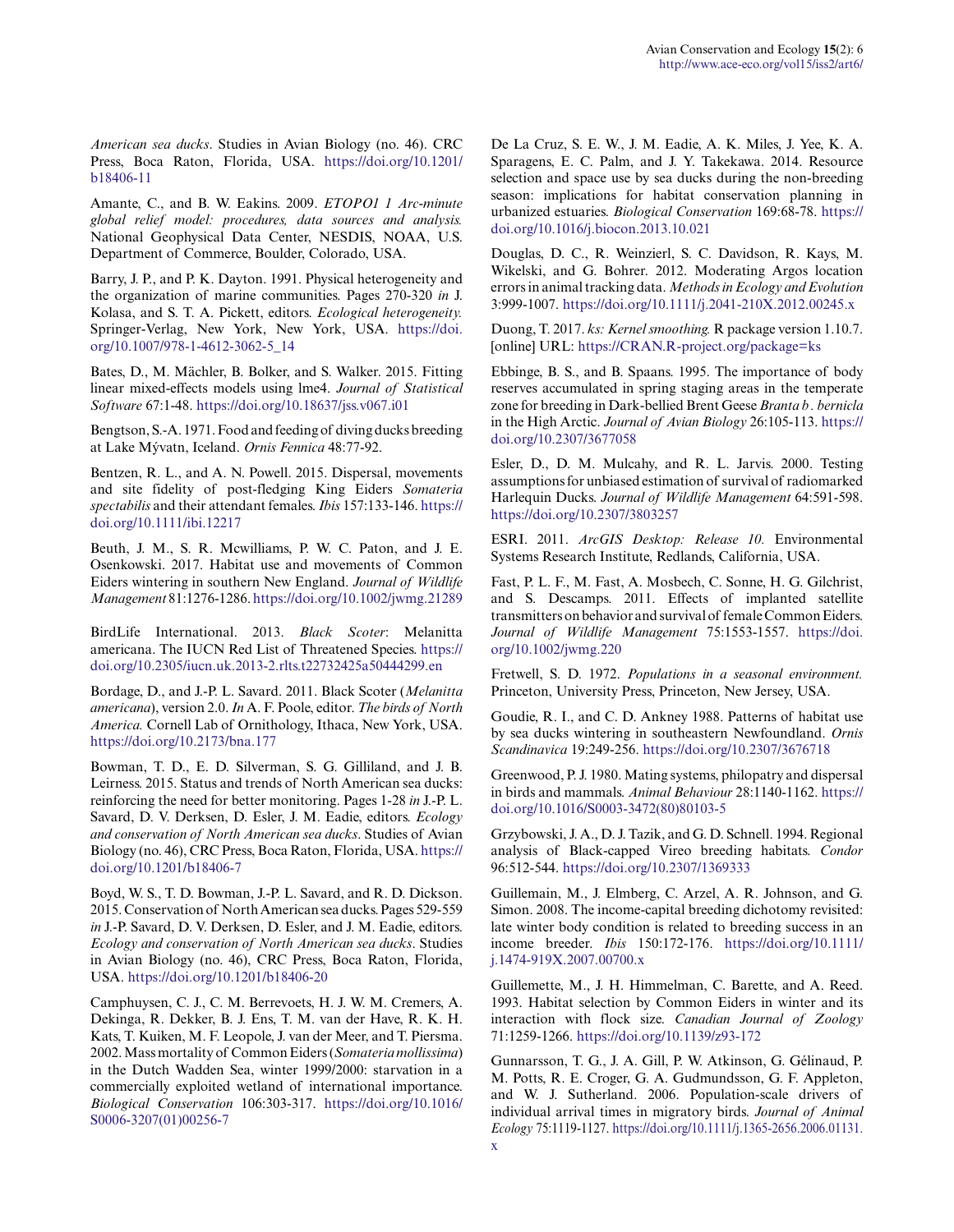*American sea ducks*. Studies in Avian Biology (no. 46). CRC Press, Boca Raton, Florida, USA. https://doi.org/10.1201/b18406-11

Amante, C., and B. W. Eakins. 2009. *ETOPO1 1 Arc-minute global relief model: procedures, data sources and analysis.* National Geophysical Data Center, NESDIS, NOAA, U.S. Department of Commerce, Boulder, Colorado, USA.

Barry, J. P., and P. K. Dayton. 1991. Physical heterogeneity and the organization of marine communities. Pages 270-320 *in* J. Kolasa, and S. T. A. Pickett, editors. *Ecological heterogeneity.* Springer-Verlag, New York, New York, USA. https://doi.org/10.1007/978-1-4612-3062-5_14

Bates, D., M. Mächler, B. Bolker, and S. Walker. 2015. Fitting linear mixed-effects models using lme4. *Journal of Statistical Software* 67:1-48. https://doi.org/10.18637/jss.v067.i01

Bengtson, S.-A. 1971. Food and feeding of diving ducks breeding at Lake Mývatn, Iceland. *Ornis Fennica* 48:77-92.

Bentzen, R. L., and A. N. Powell. 2015. Dispersal, movements and site fidelity of post-fledging King Eiders *Somateria spectabilis* and their attendant females. *Ibis* 157:133-146. https://doi.org/10.1111/ibi.12217

Beuth, J. M., S. R. Mcwilliams, P. W. C. Paton, and J. E. Osenkowski. 2017. Habitat use and movements of Common Eiders wintering in southern New England. *Journal of Wildlife Management* 81:1276-1286. https://doi.org/10.1002/jwmg.21289

BirdLife International. 2013. *Black Scoter*: Melanitta americana. The IUCN Red List of Threatened Species. https://doi.org/10.2305/iucn.uk.2013-2.rlts.t22732425a50444299.en

Bordage, D., and J.-P. L. Savard. 2011. Black Scoter (*Melanitta americana*), version 2.0. *In* A. F. Poole, editor. *The birds of North America.* Cornell Lab of Ornithology, Ithaca, New York, USA. https://doi.org/10.2173/bna.177

Bowman, T. D., E. D. Silverman, S. G. Gilliland, and J. B. Leirness. 2015. Status and trends of North American sea ducks: reinforcing the need for better monitoring. Pages 1-28 *in* J.-P. L. Savard, D. V. Derksen, D. Esler, J. M. Eadie, editors. *Ecology and conservation of North American sea ducks*. Studies of Avian Biology (no. 46), CRC Press, Boca Raton, Florida, USA. https://doi.org/10.1201/b18406-7

Boyd, W. S., T. D. Bowman, J.-P. L. Savard, and R. D. Dickson. 2015. Conservation of North American sea ducks. Pages 529-559 *in* J.-P. Savard, D. V. Derksen, D. Esler, and J. M. Eadie, editors. *Ecology and conservation of North American sea ducks*. Studies in Avian Biology (no. 46), CRC Press, Boca Raton, Florida, USA. https://doi.org/10.1201/b18406-20

Camphuysen, C. J., C. M. Berrevoets, H. J. W. M. Cremers, A. Dekinga, R. Dekker, B. J. Ens, T. M. van der Have, R. K. H. Kats, T. Kuiken, M. F. Leopole, J. van der Meer, and T. Piersma. 2002. Mass mortality of Common Eiders (*Somateria mollissima*) in the Dutch Wadden Sea, winter 1999/2000: starvation in a commercially exploited wetland of international importance. *Biological Conservation* 106:303-317. https://doi.org/10.1016/S0006-3207(01)00256-7

De La Cruz, S. E. W., J. M. Eadie, A. K. Miles, J. Yee, K. A. Sparagens, E. C. Palm, and J. Y. Takekawa. 2014. Resource selection and space use by sea ducks during the non-breeding season: implications for habitat conservation planning in urbanized estuaries. *Biological Conservation* 169:68-78. https://doi.org/10.1016/j.biocon.2013.10.021

Douglas, D. C., R. Weinzierl, S. C. Davidson, R. Kays, M. Wikelski, and G. Bohrer. 2012. Moderating Argos location errors in animal tracking data. *Methods in Ecology and Evolution* 3:999-1007. https://doi.org/10.1111/j.2041-210X.2012.00245.x

Duong, T. 2017. *ks: Kernel smoothing.* R package version 1.10.7. [online] URL: https://CRAN.R-project.org/package=ks

Ebbinge, B. S., and B. Spaans. 1995. The importance of body reserves accumulated in spring staging areas in the temperate zone for breeding in Dark-bellied Brent Geese *Branta b . bernicla* in the High Arctic. *Journal of Avian Biology* 26:105-113. https://doi.org/10.2307/3677058

Esler, D., D. M. Mulcahy, and R. L. Jarvis. 2000. Testing assumptions for unbiased estimation of survival of radiomarked Harlequin Ducks. *Journal of Wildlife Management* 64:591-598. https://doi.org/10.2307/3803257

ESRI. 2011. *ArcGIS Desktop: Release 10.* Environmental Systems Research Institute, Redlands, California, USA.

Fast, P. L. F., M. Fast, A. Mosbech, C. Sonne, H. G. Gilchrist, and S. Descamps. 2011. Effects of implanted satellite transmitters on behavior and survival of female Common Eiders. *Journal of Wildlife Management* 75:1553-1557. https://doi.org/10.1002/jwmg.220

Fretwell, S. D. 1972. *Populations in a seasonal environment.* Princeton, University Press, Princeton, New Jersey, USA.

Goudie, R. I., and C. D. Ankney 1988. Patterns of habitat use by sea ducks wintering in southeastern Newfoundland. *Ornis Scandinavica* 19:249-256. https://doi.org/10.2307/3676718

Greenwood, P. J. 1980. Mating systems, philopatry and dispersal in birds and mammals. *Animal Behaviour* 28:1140-1162. https://doi.org/10.1016/S0003-3472(80)80103-5

Grzybowski, J. A., D. J. Tazik, and G. D. Schnell. 1994. Regional analysis of Black-capped Vireo breeding habitats. *Condor* 96:512-544. https://doi.org/10.2307/1369333

Guillemain, M., J. Elmberg, C. Arzel, A. R. Johnson, and G. Simon. 2008. The income-capital breeding dichotomy revisited: late winter body condition is related to breeding success in an income breeder. *Ibis* 150:172-176. https://doi.org/10.1111/j.1474-919X.2007.00700.x

Guillemette, M., J. H. Himmelman, C. Barette, and A. Reed. 1993. Habitat selection by Common Eiders in winter and its interaction with flock size. *Canadian Journal of Zoology* 71:1259-1266. https://doi.org/10.1139/z93-172

Gunnarsson, T. G., J. A. Gill, P. W. Atkinson, G. Gélinaud, P. M. Potts, R. E. Croger, G. A. Gudmundsson, G. F. Appleton, and W. J. Sutherland. 2006. Population-scale drivers of individual arrival times in migratory birds. *Journal of Animal Ecology* 75:1119-1127. https://doi.org/10.1111/j.1365-2656.2006.01131.x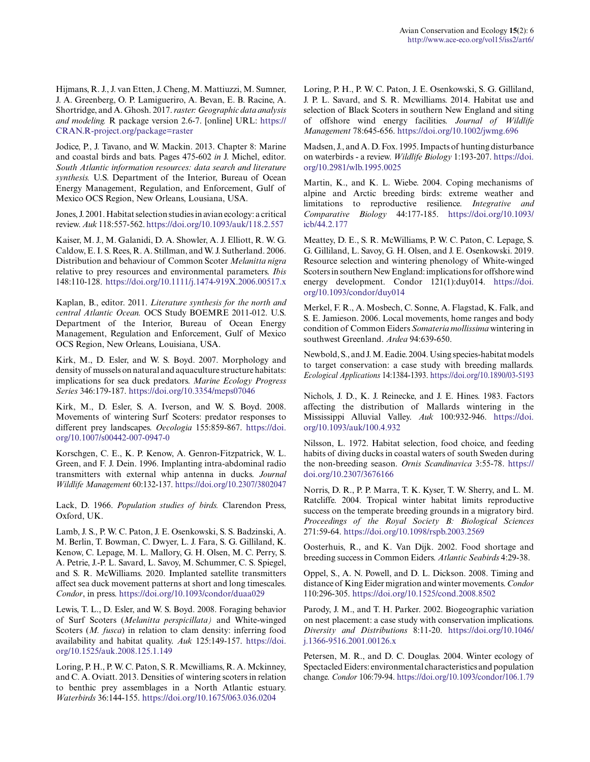Hijmans, R. J., J. van Etten, J. Cheng, M. Mattiuzzi, M. Sumner, J. A. Greenberg, O. P. Lamigueriro, A. Bevan, E. B. Racine, A. Shortridge, and A. Ghosh. 2017. *raster: Geographic data analysis and modeling.* R package version 2.6-7. [online] URL: https://CRAN.R-project.org/package=raster

Jodice, P., J. Tavano, and W. Mackin. 2013. Chapter 8: Marine and coastal birds and bats. Pages 475-602 *in* J. Michel, editor. *South Atlantic information resources: data search and literature synthesis.* U.S. Department of the Interior, Bureau of Ocean Energy Management, Regulation, and Enforcement, Gulf of Mexico OCS Region, New Orleans, Lousiana, USA.

Jones, J. 2001. Habitat selection studies in avian ecology: a critical review. *Auk* 118:557-562. https://doi.org/10.1093/auk/118.2.557

Kaiser, M. J., M. Galanidi, D. A. Showler, A. J. Elliott, R. W. G. Caldow, E. I. S. Rees, R. A. Stillman, and W. J. Sutherland. 2006. Distribution and behaviour of Common Scoter *Melanitta nigra* relative to prey resources and environmental parameters. *Ibis* 148:110-128. https://doi.org/10.1111/j.1474-919X.2006.00517.x

Kaplan, B., editor. 2011. *Literature synthesis for the north and central Atlantic Ocean.* OCS Study BOEMRE 2011-012. U.S. Department of the Interior, Bureau of Ocean Energy Management, Regulation and Enforcement, Gulf of Mexico OCS Region, New Orleans, Louisiana, USA.

Kirk, M., D. Esler, and W. S. Boyd. 2007. Morphology and density of mussels on natural and aquaculture structure habitats: implications for sea duck predators. *Marine Ecology Progress Series* 346:179-187. https://doi.org/10.3354/meps07046

Kirk, M., D. Esler, S. A. Iverson, and W. S. Boyd. 2008. Movements of wintering Surf Scoters: predator responses to different prey landscapes. *Oecologia* 155:859-867. https://doi.org/10.1007/s00442-007-0947-0

Korschgen, C. E., K. P. Kenow, A. Genron-Fitzpatrick, W. L. Green, and F. J. Dein. 1996. Implanting intra-abdominal radio transmitters with external whip antenna in ducks. *Journal Wildlife Management* 60:132-137. https://doi.org/10.2307/3802047

Lack, D. 1966. *Population studies of birds.* Clarendon Press, Oxford, UK.

Lamb, J. S., P. W. C. Paton, J. E. Osenkowski, S. S. Badzinski, A. M. Berlin, T. Bowman, C. Dwyer, L. J. Fara, S. G. Gilliland, K. Kenow, C. Lepage, M. L. Mallory, G. H. Olsen, M. C. Perry, S. A. Petrie, J.-P. L. Savard, L. Savoy, M. Schummer, C. S. Spiegel, and S. R. McWilliams. 2020. Implanted satellite transmitters affect sea duck movement patterns at short and long timescales. *Condor*, in press. https://doi.org/10.1093/condor/duaa029

Lewis, T. L., D. Esler, and W. S. Boyd. 2008. Foraging behavior of Surf Scoters (*Melanitta perspicillata)* and White-winged Scoters (*M. fusca*) in relation to clam density: inferring food availability and habitat quality. *Auk* 125:149-157. https://doi.org/10.1525/auk.2008.125.1.149

Loring, P. H., P. W. C. Paton, S. R. Mcwilliams, R. A. Mckinney, and C. A. Oviatt. 2013. Densities of wintering scoters in relation to benthic prey assemblages in a North Atlantic estuary. *Waterbirds* 36:144-155. https://doi.org/10.1675/063.036.0204

Loring, P. H., P. W. C. Paton, J. E. Osenkowski, S. G. Gilliland, J. P. L. Savard, and S. R. Mcwilliams. 2014. Habitat use and selection of Black Scoters in southern New England and siting of offshore wind energy facilities. *Journal of Wildlife Management* 78:645-656. https://doi.org/10.1002/jwmg.696

Madsen, J., and A. D. Fox. 1995. Impacts of hunting disturbance on waterbirds - a review. *Wildlife Biology* 1:193-207. https://doi.org/10.2981/wlb.1995.0025

Martin, K., and K. L. Wiebe. 2004. Coping mechanisms of alpine and Arctic breeding birds: extreme weather and limitations to reproductive resilience. *Integrative and Comparative Biology* 44:177-185. https://doi.org/10.1093/icb/44.2.177

Meattey, D. E., S. R. McWilliams, P. W. C. Paton, C. Lepage, S. G. Gilliland, L. Savoy, G. H. Olsen, and J. E. Osenkowski. 2019. Resource selection and wintering phenology of White-winged Scoters in southern New England: implications for offshore wind energy development. Condor 121(1):duy014. https://doi.org/10.1093/condor/duy014

Merkel, F. R., A. Mosbech, C. Sonne, A. Flagstad, K. Falk, and S. E. Jamieson. 2006. Local movements, home ranges and body condition of Common Eiders *Somateria mollissima* wintering in southwest Greenland. *Ardea* 94:639-650.

Newbold, S., and J. M. Eadie. 2004. Using species-habitat models to target conservation: a case study with breeding mallards. *Ecological Applications* 14:1384-1393. https://doi.org/10.1890/03-5193

Nichols, J. D., K. J. Reinecke, and J. E. Hines. 1983. Factors affecting the distribution of Mallards wintering in the Mississippi Alluvial Valley. *Auk* 100:932-946. https://doi.org/10.1093/auk/100.4.932

Nilsson, L. 1972. Habitat selection, food choice, and feeding habits of diving ducks in coastal waters of south Sweden during the non-breeding season. *Ornis Scandinavica* 3:55-78. https://doi.org/10.2307/3676166

Norris, D. R., P. P. Marra, T. K. Kyser, T. W. Sherry, and L. M. Ratcliffe. 2004. Tropical winter habitat limits reproductive success on the temperate breeding grounds in a migratory bird. *Proceedings of the Royal Society B: Biological Sciences* 271:59-64. https://doi.org/10.1098/rspb.2003.2569

Oosterhuis, R., and K. Van Dijk. 2002. Food shortage and breeding success in Common Eiders. *Atlantic Seabirds* 4:29-38.

Oppel, S., A. N. Powell, and D. L. Dickson. 2008. Timing and distance of King Eider migration and winter movements. *Condor* 110:296-305. https://doi.org/10.1525/cond.2008.8502

Parody, J. M., and T. H. Parker. 2002. Biogeographic variation on nest placement: a case study with conservation implications. *Diversity and Distributions* 8:11-20. https://doi.org/10.1046/j.1366-9516.2001.00126.x

Petersen, M. R., and D. C. Douglas. 2004. Winter ecology of Spectacled Eiders: environmental characteristics and population change. *Condor* 106:79-94. https://doi.org/10.1093/condor/106.1.79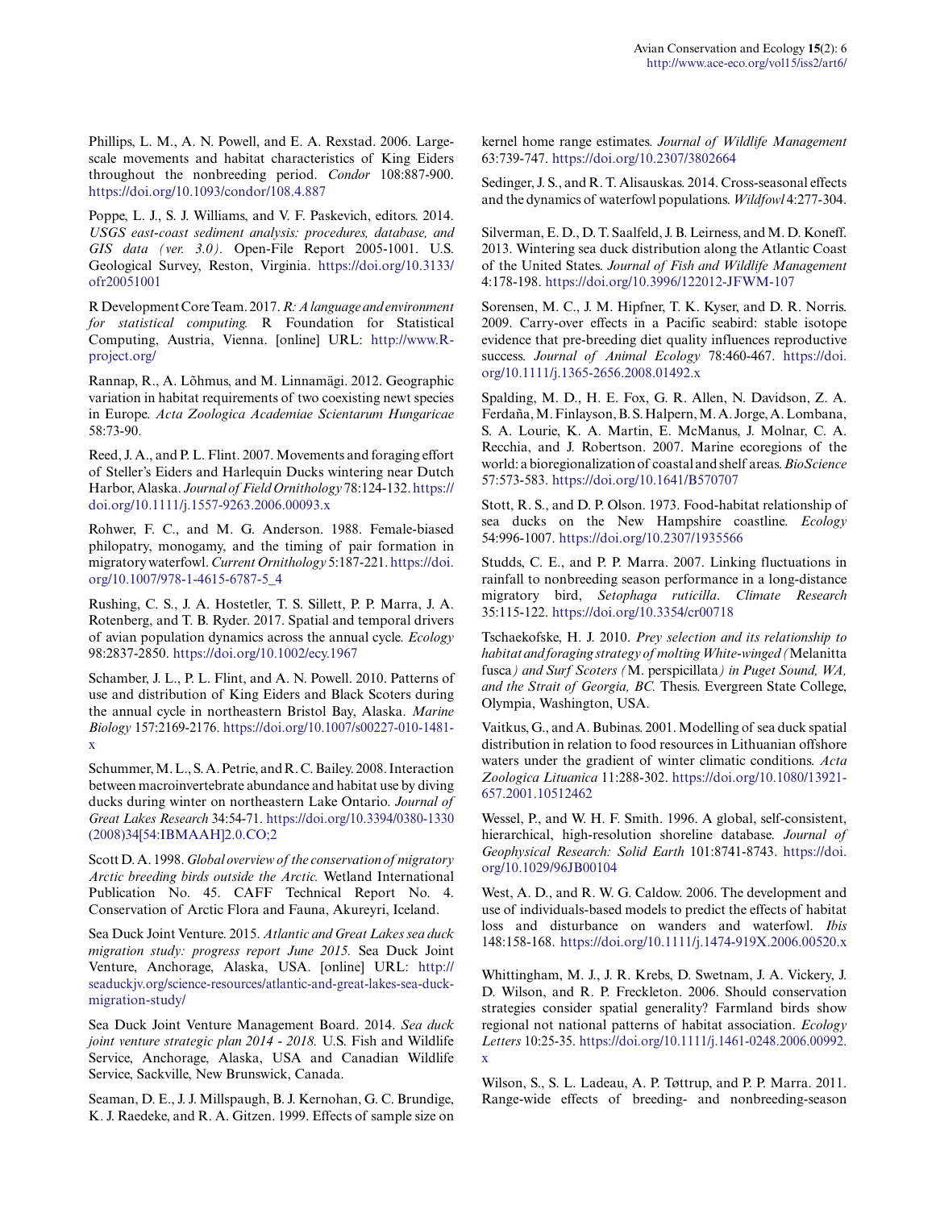Phillips, L. M., A. N. Powell, and E. A. Rexstad. 2006. Large-scale movements and habitat characteristics of King Eiders throughout the nonbreeding period. *Condor* 108:887-900. https://doi.org/10.1093/condor/108.4.887

Poppe, L. J., S. J. Williams, and V. F. Paskevich, editors. 2014. *USGS east-coast sediment analysis: procedures, database, and GIS data (ver. 3.0).* Open-File Report 2005-1001. U.S. Geological Survey, Reston, Virginia. https://doi.org/10.3133/ofr20051001

R Development Core Team. 2017. *R: A language and environment for statistical computing.* R Foundation for Statistical Computing, Austria, Vienna. [online] URL: http://www.R-project.org/

Rannap, R., A. Lõhmus, and M. Linnamägi. 2012. Geographic variation in habitat requirements of two coexisting newt species in Europe. *Acta Zoologica Academiae Scientarum Hungaricae* 58:73-90.

Reed, J. A., and P. L. Flint. 2007. Movements and foraging effort of Steller's Eiders and Harlequin Ducks wintering near Dutch Harbor, Alaska. *Journal of Field Ornithology* 78:124-132. https://doi.org/10.1111/j.1557-9263.2006.00093.x

Rohwer, F. C., and M. G. Anderson. 1988. Female-biased philopatry, monogamy, and the timing of pair formation in migratory waterfowl. *Current Ornithology* 5:187-221. https://doi.org/10.1007/978-1-4615-6787-5_4

Rushing, C. S., J. A. Hostetler, T. S. Sillett, P. P. Marra, J. A. Rotenberg, and T. B. Ryder. 2017. Spatial and temporal drivers of avian population dynamics across the annual cycle. *Ecology* 98:2837-2850. https://doi.org/10.1002/ecy.1967

Schamber, J. L., P. L. Flint, and A. N. Powell. 2010. Patterns of use and distribution of King Eiders and Black Scoters during the annual cycle in northeastern Bristol Bay, Alaska. *Marine Biology* 157:2169-2176. https://doi.org/10.1007/s00227-010-1481-x

Schummer, M. L., S. A. Petrie, and R. C. Bailey. 2008. Interaction between macroinvertebrate abundance and habitat use by diving ducks during winter on northeastern Lake Ontario. *Journal of Great Lakes Research* 34:54-71. https://doi.org/10.3394/0380-1330(2008)34[54:IBMAAH]2.0.CO;2

Scott D. A. 1998. *Global overview of the conservation of migratory Arctic breeding birds outside the Arctic.* Wetland International Publication No. 45. CAFF Technical Report No. 4. Conservation of Arctic Flora and Fauna, Akureyri, Iceland.

Sea Duck Joint Venture. 2015. *Atlantic and Great Lakes sea duck migration study: progress report June 2015.* Sea Duck Joint Venture, Anchorage, Alaska, USA. [online] URL: http://seaduckjv.org/science-resources/atlantic-and-great-lakes-sea-duck-migration-study/

Sea Duck Joint Venture Management Board. 2014. *Sea duck joint venture strategic plan 2014 - 2018.* U.S. Fish and Wildlife Service, Anchorage, Alaska, USA and Canadian Wildlife Service, Sackville, New Brunswick, Canada.

Seaman, D. E., J. J. Millspaugh, B. J. Kernohan, G. C. Brundige, K. J. Raedeke, and R. A. Gitzen. 1999. Effects of sample size on kernel home range estimates. *Journal of Wildlife Management* 63:739-747. https://doi.org/10.2307/3802664

Sedinger, J. S., and R. T. Alisauskas. 2014. Cross-seasonal effects and the dynamics of waterfowl populations. *Wildfowl* 4:277-304.

Silverman, E. D., D. T. Saalfeld, J. B. Leirness, and M. D. Koneff. 2013. Wintering sea duck distribution along the Atlantic Coast of the United States. *Journal of Fish and Wildlife Management* 4:178-198. https://doi.org/10.3996/122012-JFWM-107

Sorensen, M. C., J. M. Hipfner, T. K. Kyser, and D. R. Norris. 2009. Carry-over effects in a Pacific seabird: stable isotope evidence that pre-breeding diet quality influences reproductive success. *Journal of Animal Ecology* 78:460-467. https://doi.org/10.1111/j.1365-2656.2008.01492.x

Spalding, M. D., H. E. Fox, G. R. Allen, N. Davidson, Z. A. Ferdaña, M. Finlayson, B. S. Halpern, M. A. Jorge, A. Lombana, S. A. Lourie, K. A. Martin, E. McManus, J. Molnar, C. A. Recchia, and J. Robertson. 2007. Marine ecoregions of the world: a bioregionalization of coastal and shelf areas. *BioScience* 57:573-583. https://doi.org/10.1641/B570707

Stott, R. S., and D. P. Olson. 1973. Food-habitat relationship of sea ducks on the New Hampshire coastline. *Ecology* 54:996-1007. https://doi.org/10.2307/1935566

Studds, C. E., and P. P. Marra. 2007. Linking fluctuations in rainfall to nonbreeding season performance in a long-distance migratory bird, *Setophaga ruticilla*. *Climate Research* 35:115-122. https://doi.org/10.3354/cr00718

Tschaekofske, H. J. 2010. *Prey selection and its relationship to habitat and foraging strategy of molting White-winged (*Melanitta fusca*) and Surf Scoters (*M. perspicillata*) in Puget Sound, WA, and the Strait of Georgia, BC.* Thesis. Evergreen State College, Olympia, Washington, USA.

Vaitkus, G., and A. Bubinas. 2001. Modelling of sea duck spatial distribution in relation to food resources in Lithuanian offshore waters under the gradient of winter climatic conditions. *Acta Zoologica Lituanica* 11:288-302. https://doi.org/10.1080/13921657.2001.10512462

Wessel, P., and W. H. F. Smith. 1996. A global, self-consistent, hierarchical, high-resolution shoreline database. *Journal of Geophysical Research: Solid Earth* 101:8741-8743. https://doi.org/10.1029/96JB00104

West, A. D., and R. W. G. Caldow. 2006. The development and use of individuals-based models to predict the effects of habitat loss and disturbance on wanders and waterfowl. *Ibis* 148:158-168. https://doi.org/10.1111/j.1474-919X.2006.00520.x

Whittingham, M. J., J. R. Krebs, D. Swetnam, J. A. Vickery, J. D. Wilson, and R. P. Freckleton. 2006. Should conservation strategies consider spatial generality? Farmland birds show regional not national patterns of habitat association. *Ecology Letters* 10:25-35. https://doi.org/10.1111/j.1461-0248.2006.00992.x

Wilson, S., S. L. Ladeau, A. P. Tøttrup, and P. P. Marra. 2011. Range-wide effects of breeding- and nonbreeding-season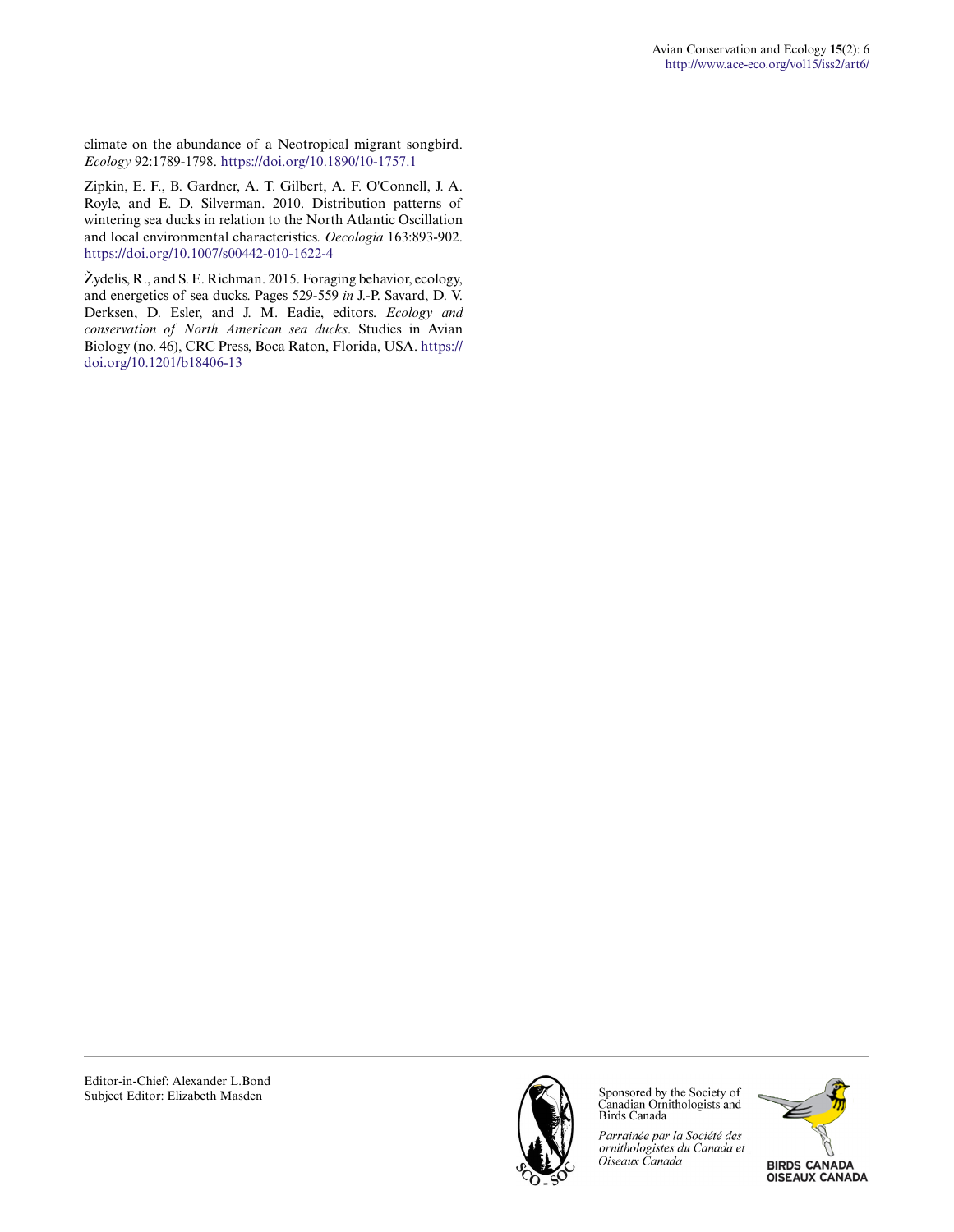climate on the abundance of a Neotropical migrant songbird. *Ecology* 92:1789-1798. https://doi.org/10.1890/10-1757.1

Zipkin, E. F., B. Gardner, A. T. Gilbert, A. F. O'Connell, J. A. Royle, and E. D. Silverman. 2010. Distribution patterns of wintering sea ducks in relation to the North Atlantic Oscillation and local environmental characteristics. *Oecologia* 163:893-902. https://doi.org/10.1007/s00442-010-1622-4

Žydelis, R., and S. E. Richman. 2015. Foraging behavior, ecology, and energetics of sea ducks. Pages 529-559 *in* J.-P. Savard, D. V. Derksen, D. Esler, and J. M. Eadie, editors. *Ecology and conservation of North American sea ducks*. Studies in Avian Biology (no. 46), CRC Press, Boca Raton, Florida, USA. https://doi.org/10.1201/b18406-13

Editor-in-Chief: Alexander L.Bond
Subject Editor: Elizabeth Masden

Sponsored by the Society of Canadian Ornithologists and Birds Canada

*Parrainée par la Société des ornithologistes du Canada et Oiseaux Canada*